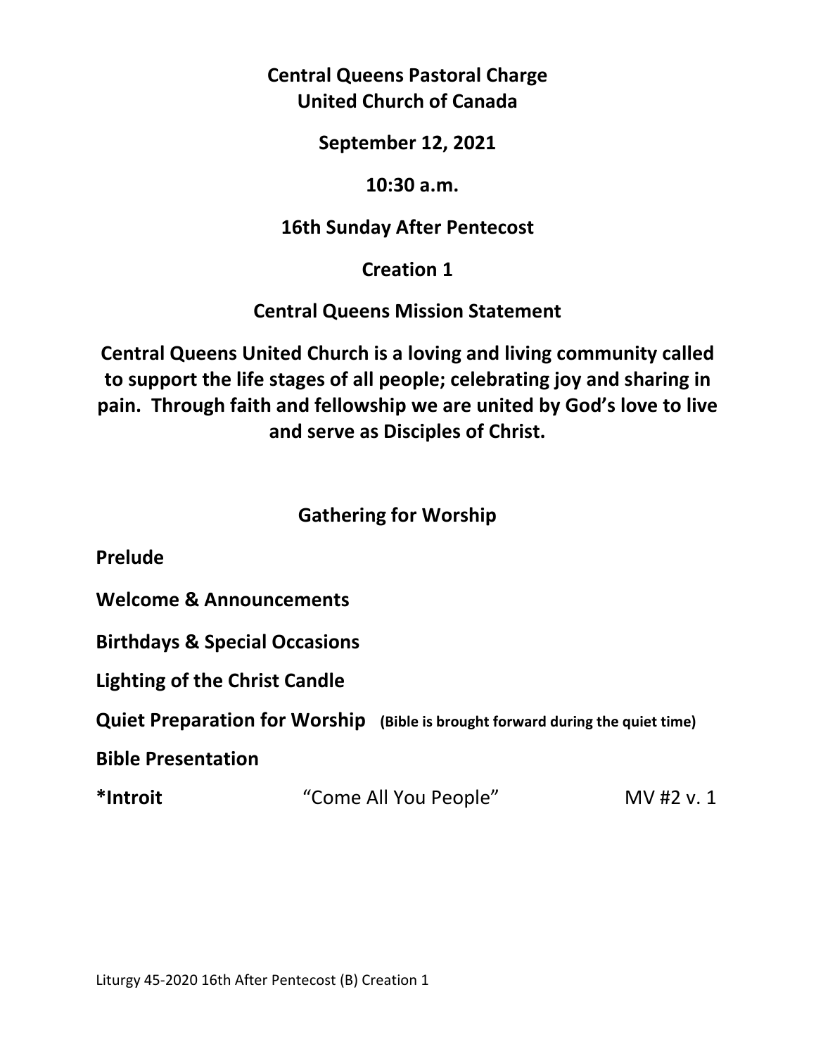**Central Queens Pastoral Charge**
**United Church of Canada**

**September 12, 2021**

**10:30 a.m.**

**16th Sunday After Pentecost**

**Creation 1**

**Central Queens Mission Statement**

**Central Queens United Church is a loving and living community called to support the life stages of all people; celebrating joy and sharing in pain. Through faith and fellowship we are united by God's love to live and serve as Disciples of Christ.**

## Gathering for Worship

**Prelude**

**Welcome & Announcements**

**Birthdays & Special Occasions**

**Lighting of the Christ Candle**

**Quiet Preparation for Worship** **(Bible is brought forward during the quiet time)**

**Bible Presentation**

**\*Introit** "Come All You People" MV #2 v. 1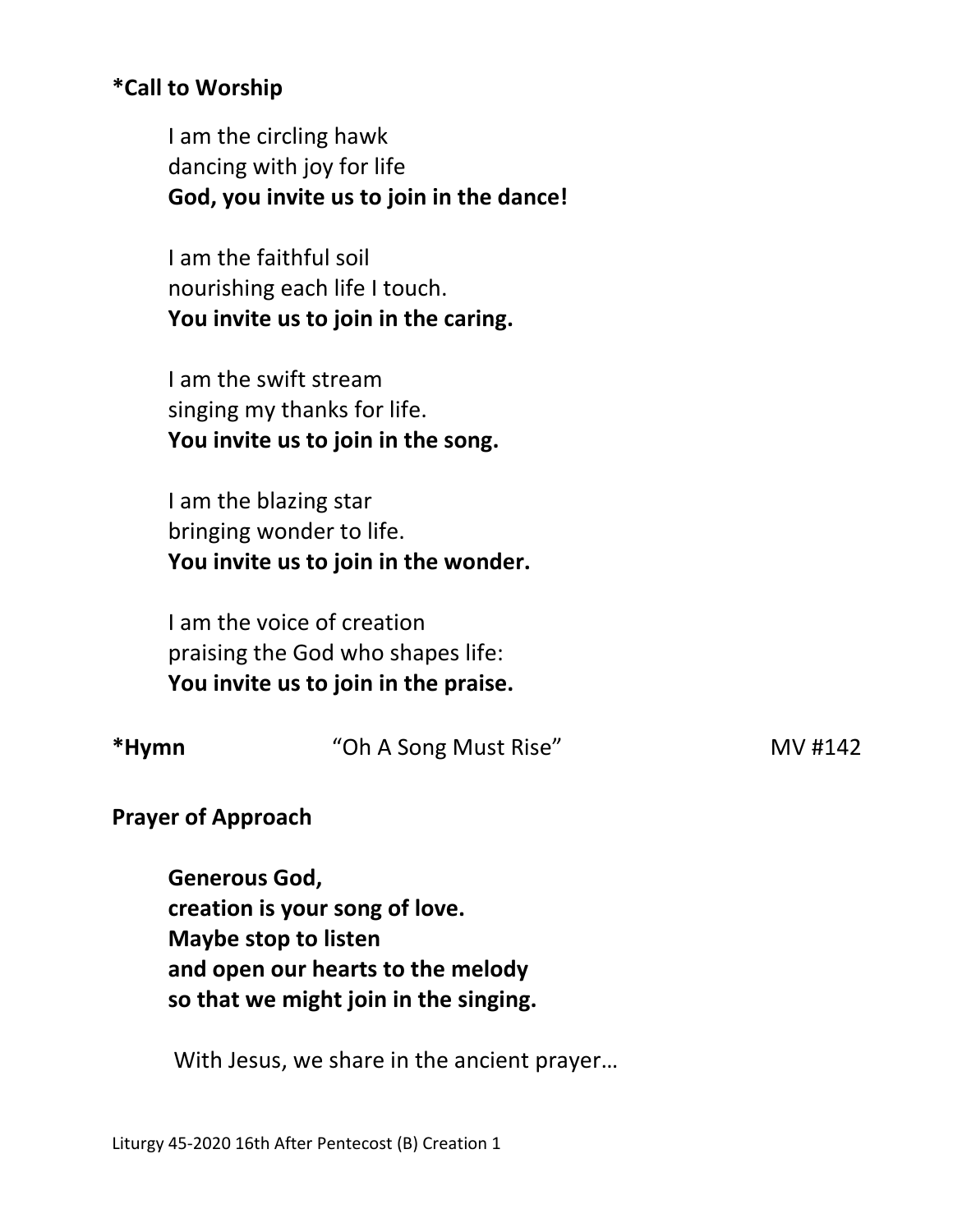**\*Call to Worship**

I am the circling hawk
dancing with joy for life
**God, you invite us to join in the dance!**

I am the faithful soil
nourishing each life I touch.
**You invite us to join in the caring.**

I am the swift stream
singing my thanks for life.
**You invite us to join in the song.**

I am the blazing star
bringing wonder to life.
**You invite us to join in the wonder.**

I am the voice of creation
praising the God who shapes life:
**You invite us to join in the praise.**

**\*Hymn** "Oh A Song Must Rise" MV #142

**Prayer of Approach**

**Generous God,
creation is your song of love.
Maybe stop to listen
and open our hearts to the melody
so that we might join in the singing.**

With Jesus, we share in the ancient prayer…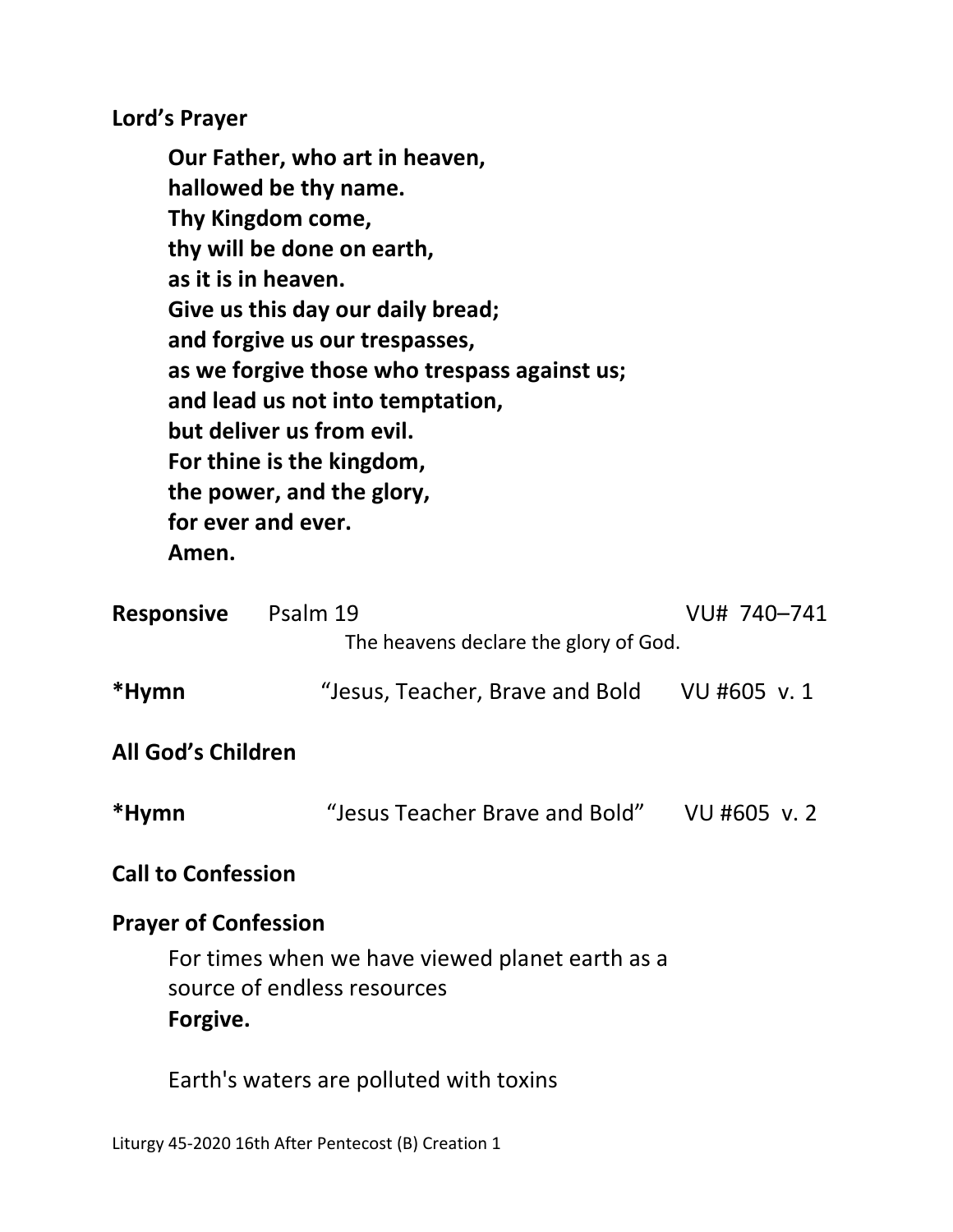**Lord's Prayer**

> **Our Father, who art in heaven,**
> **hallowed be thy name.**
> **Thy Kingdom come,**
> **thy will be done on earth,**
> **as it is in heaven.**
> **Give us this day our daily bread;**
> **and forgive us our trespasses,**
> **as we forgive those who trespass against us;**
> **and lead us not into temptation,**
> **but deliver us from evil.**
> **For thine is the kingdom,**
> **the power, and the glory,**
> **for ever and ever.**
> **Amen.**

**Responsive** Psalm 19 VU# 740–741

The heavens declare the glory of God.

**\*Hymn** "Jesus, Teacher, Brave and Bold VU #605 v. 1

**All God's Children**

**\*Hymn** "Jesus Teacher Brave and Bold" VU #605 v. 2

**Call to Confession**

**Prayer of Confession**

> For times when we have viewed planet earth as a source of endless resources
> **Forgive.**
>
> Earth's waters are polluted with toxins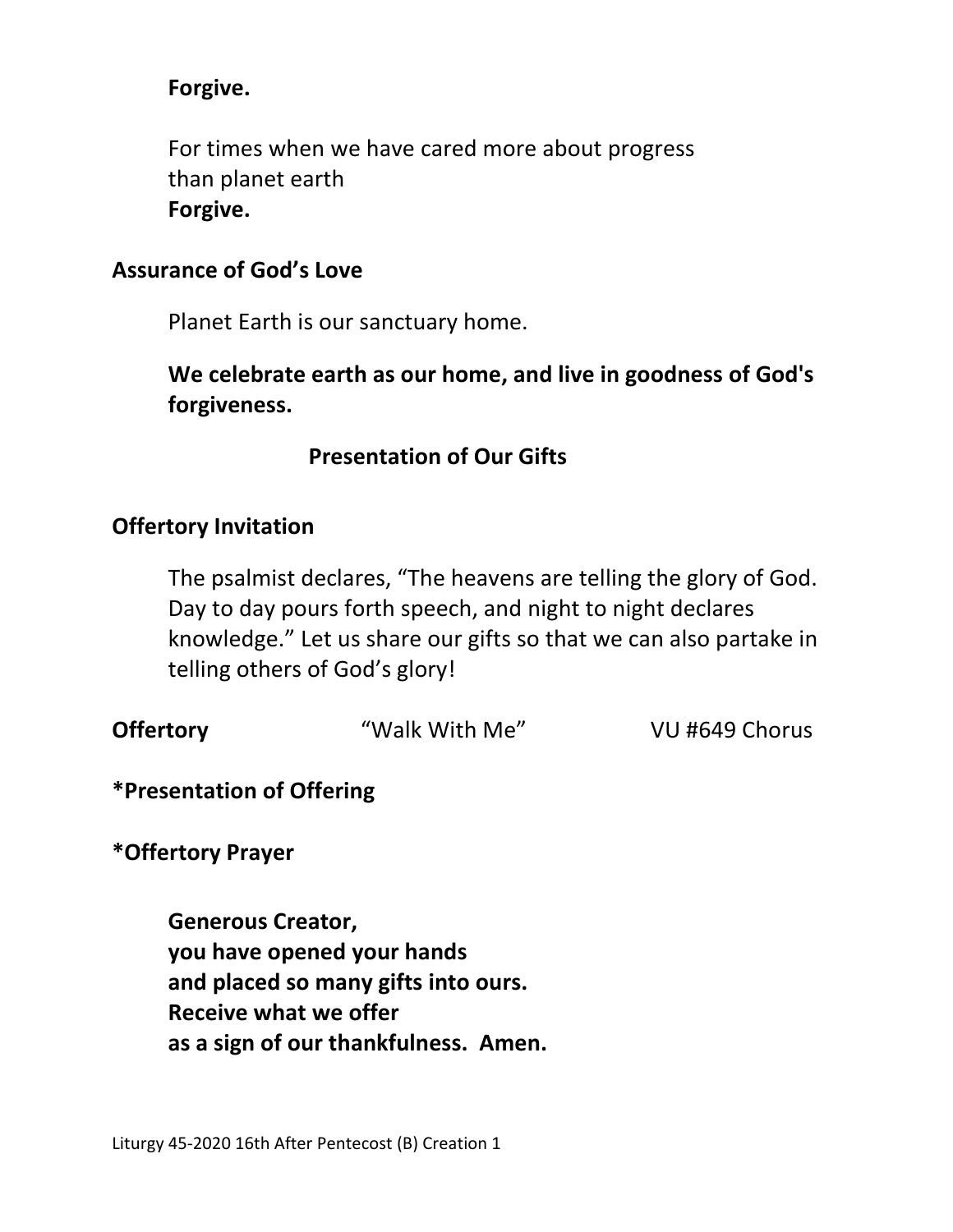**Forgive.**

For times when we have cared more about progress
than planet earth
**Forgive.**

**Assurance of God's Love**

Planet Earth is our sanctuary home.

**We celebrate earth as our home, and live in goodness of God's forgiveness.**

## Presentation of Our Gifts

**Offertory Invitation**

The psalmist declares, "The heavens are telling the glory of God. Day to day pours forth speech, and night to night declares knowledge." Let us share our gifts so that we can also partake in telling others of God's glory!

**Offertory** "Walk With Me" VU #649 Chorus

**\*Presentation of Offering**

**\*Offertory Prayer**

**Generous Creator,**
**you have opened your hands**
**and placed so many gifts into ours.**
**Receive what we offer**
**as a sign of our thankfulness. Amen.**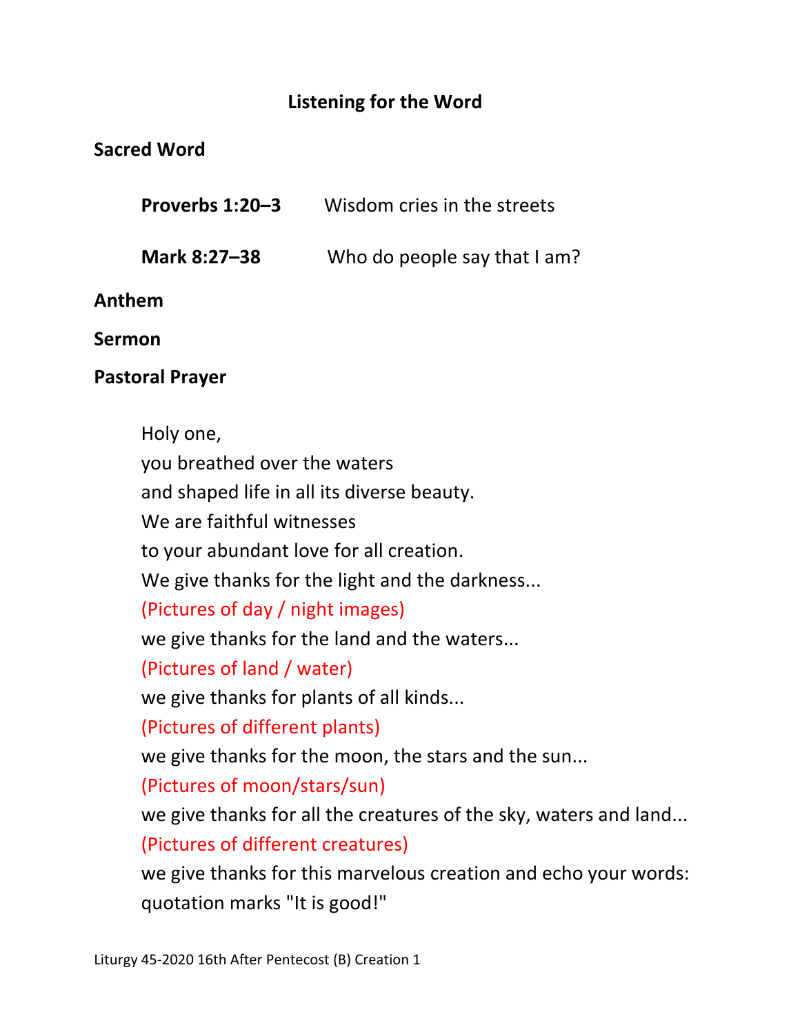## Listening for the Word

### Sacred Word

**Proverbs 1:20–3** Wisdom cries in the streets

**Mark 8:27–38** Who do people say that I am?

### Anthem

### Sermon

### Pastoral Prayer

Holy one,
you breathed over the waters
and shaped life in all its diverse beauty.
We are faithful witnesses
to your abundant love for all creation.
We give thanks for the light and the darkness...
(Pictures of day / night images)
we give thanks for the land and the waters...
(Pictures of land / water)
we give thanks for plants of all kinds...
(Pictures of different plants)
we give thanks for the moon, the stars and the sun...
(Pictures of moon/stars/sun)
we give thanks for all the creatures of the sky, waters and land...
(Pictures of different creatures)
we give thanks for this marvelous creation and echo your words:
quotation marks "It is good!"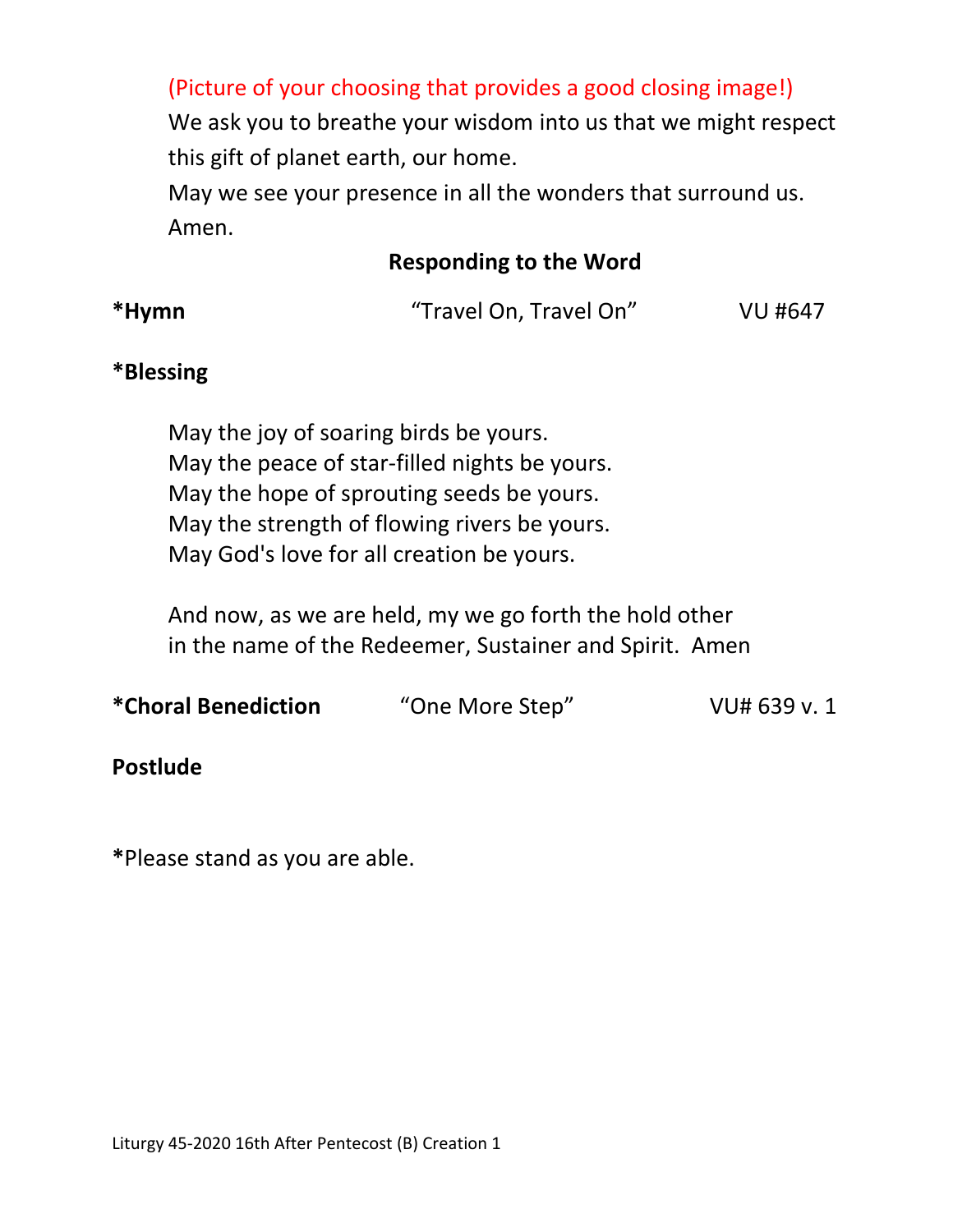(Picture of your choosing that provides a good closing image!)

We ask you to breathe your wisdom into us that we might respect this gift of planet earth, our home.

May we see your presence in all the wonders that surround us.

Amen.

## Responding to the Word

**\*Hymn** "Travel On, Travel On" VU #647

**\*Blessing**

May the joy of soaring birds be yours.
May the peace of star-filled nights be yours.
May the hope of sprouting seeds be yours.
May the strength of flowing rivers be yours.
May God's love for all creation be yours.

And now, as we are held, my we go forth the hold other
in the name of the Redeemer, Sustainer and Spirit. Amen

**\*Choral Benediction** "One More Step" VU# 639 v. 1

**Postlude**

**\***Please stand as you are able.

Liturgy 45-2020 16th After Pentecost (B) Creation 1